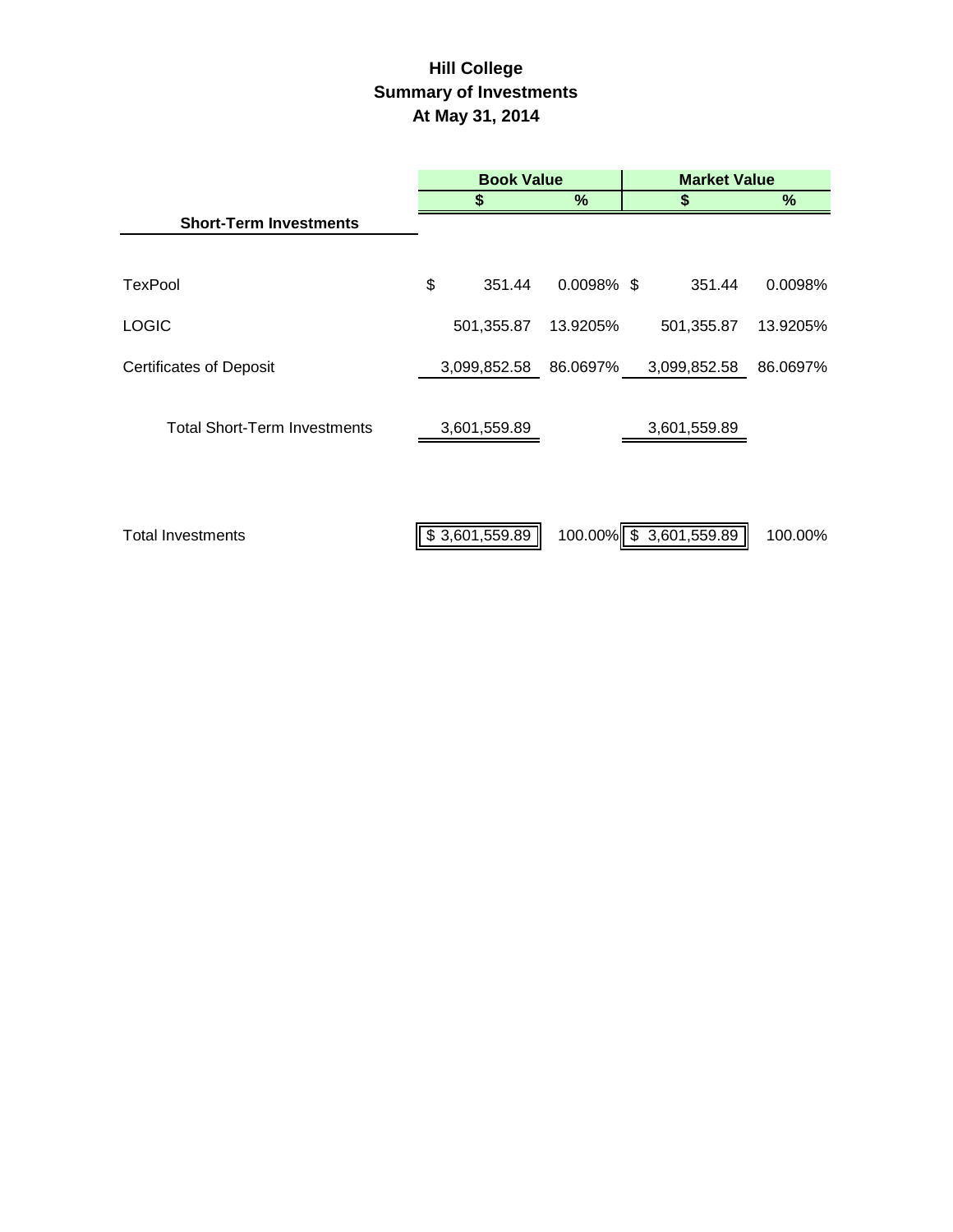# Hill College
## Summary of Investments
### At May 31, 2014

| | Book Value | | Market Value | |
|---|---|---|---|---|
| | $ | % | $ | % |
| **Short-Term Investments** | | | | |
| TexPool | $ 351.44 | 0.0098% | $ 351.44 | 0.0098% |
| LOGIC | 501,355.87 | 13.9205% | 501,355.87 | 13.9205% |
| Certificates of Deposit | 3,099,852.58 | 86.0697% | 3,099,852.58 | 86.0697% |
| Total Short-Term Investments | 3,601,559.89 | | 3,601,559.89 | |
| Total Investments | $ 3,601,559.89 | 100.00% | $ 3,601,559.89 | 100.00% |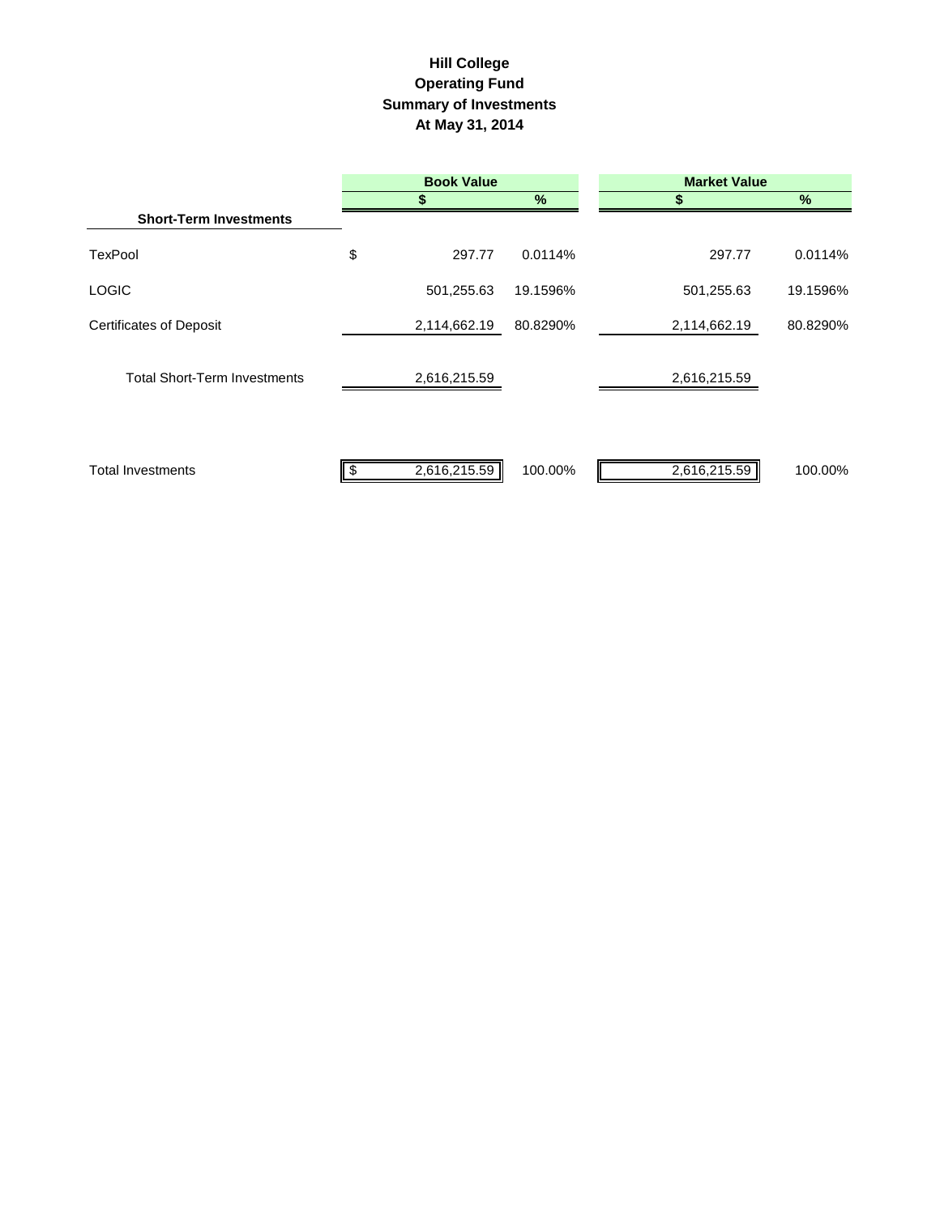**Hill College**
**Operating Fund**
**Summary of Investments**
**At May 31, 2014**

| | Book Value | | | Market Value | |
|---|---|---|---|---|---|
| | $ | | % | $ | % |
| **Short-Term Investments** | | | | | |
| TexPool | $ | 297.77 | 0.0114% | 297.77 | 0.0114% |
| LOGIC | | 501,255.63 | 19.1596% | 501,255.63 | 19.1596% |
| Certificates of Deposit | | 2,114,662.19 | 80.8290% | 2,114,662.19 | 80.8290% |
| Total Short-Term Investments | | 2,616,215.59 | | 2,616,215.59 | |
| Total Investments | $ | 2,616,215.59 | 100.00% | 2,616,215.59 | 100.00% |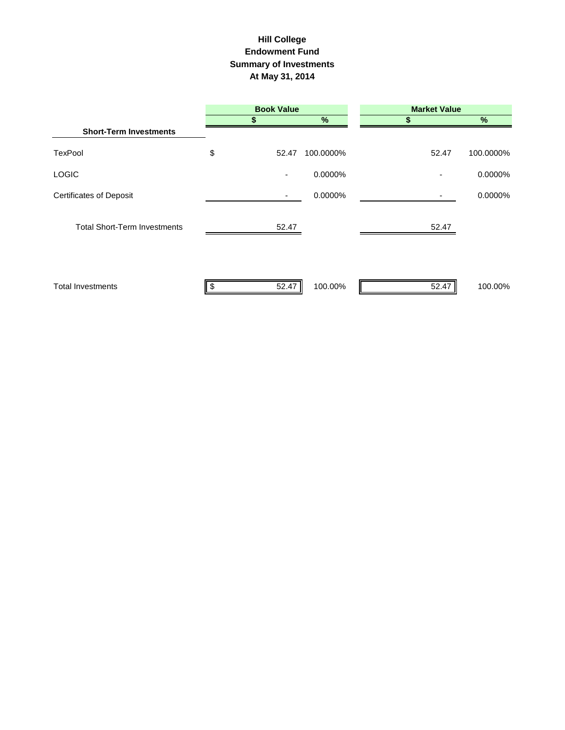# Hill College
## Endowment Fund
## Summary of Investments
## At May 31, 2014

| | Book Value | | Market Value | |
|---|---|---|---|---|
| | $ | % | $ | % |
| **Short-Term Investments** | | | | |
| TexPool | $ 52.47 | 100.0000% | 52.47 | 100.0000% |
| LOGIC | - | 0.0000% | - | 0.0000% |
| Certificates of Deposit | - | 0.0000% | - | 0.0000% |
| Total Short-Term Investments | 52.47 | | 52.47 | |
| Total Investments | $ 52.47 | 100.00% | 52.47 | 100.00% |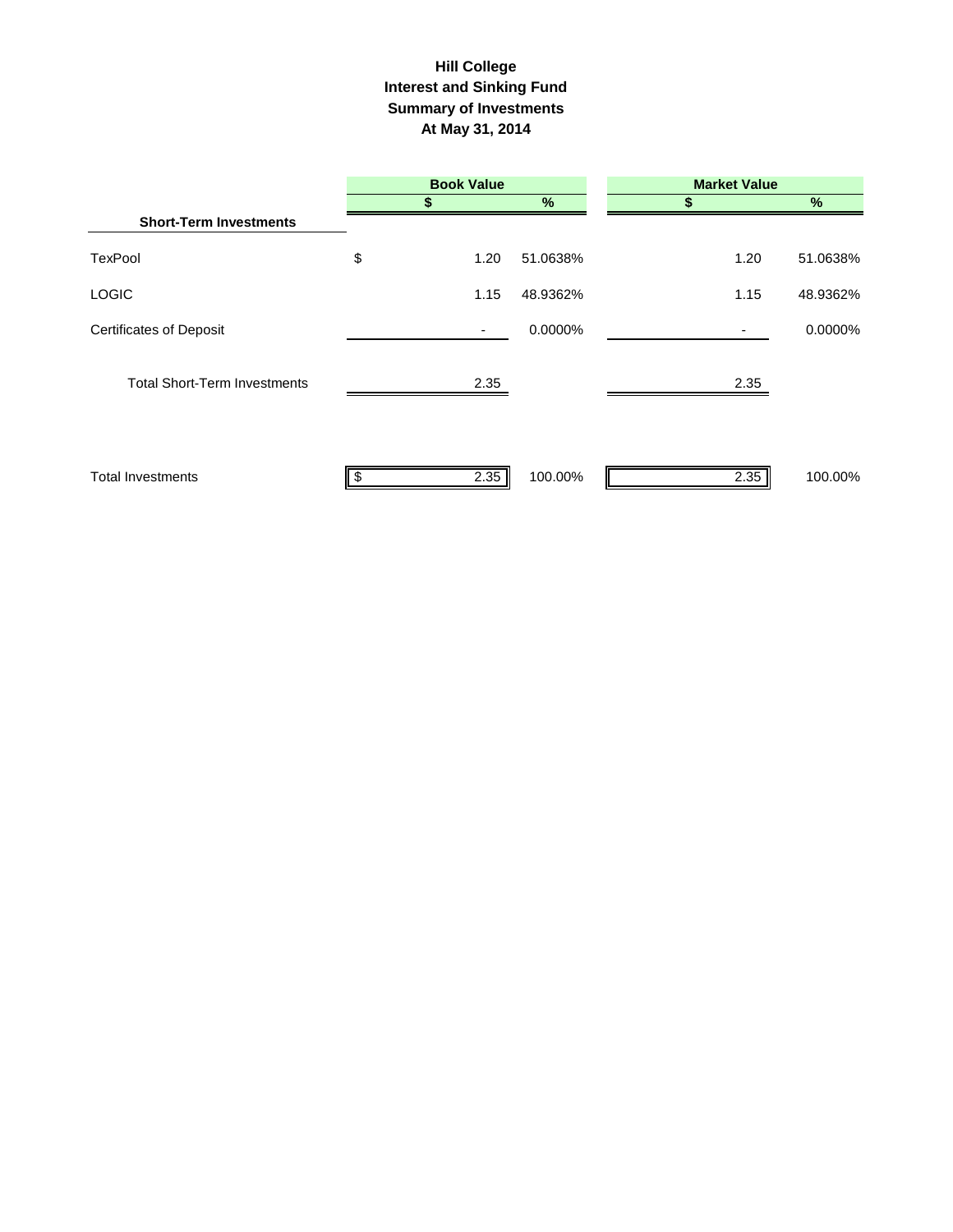# Hill College
## Interest and Sinking Fund
## Summary of Investments
## At May 31, 2014

| | Book Value | | Market Value | |
|---|---|---|---|---|
| | $ | % | $ | % |
| **Short-Term Investments** | | | | |
| TexPool | $ 1.20 | 51.0638% | 1.20 | 51.0638% |
| LOGIC | 1.15 | 48.9362% | 1.15 | 48.9362% |
| Certificates of Deposit | - | 0.0000% | - | 0.0000% |
| Total Short-Term Investments | 2.35 | | 2.35 | |
| Total Investments | $ 2.35 | 100.00% | 2.35 | 100.00% |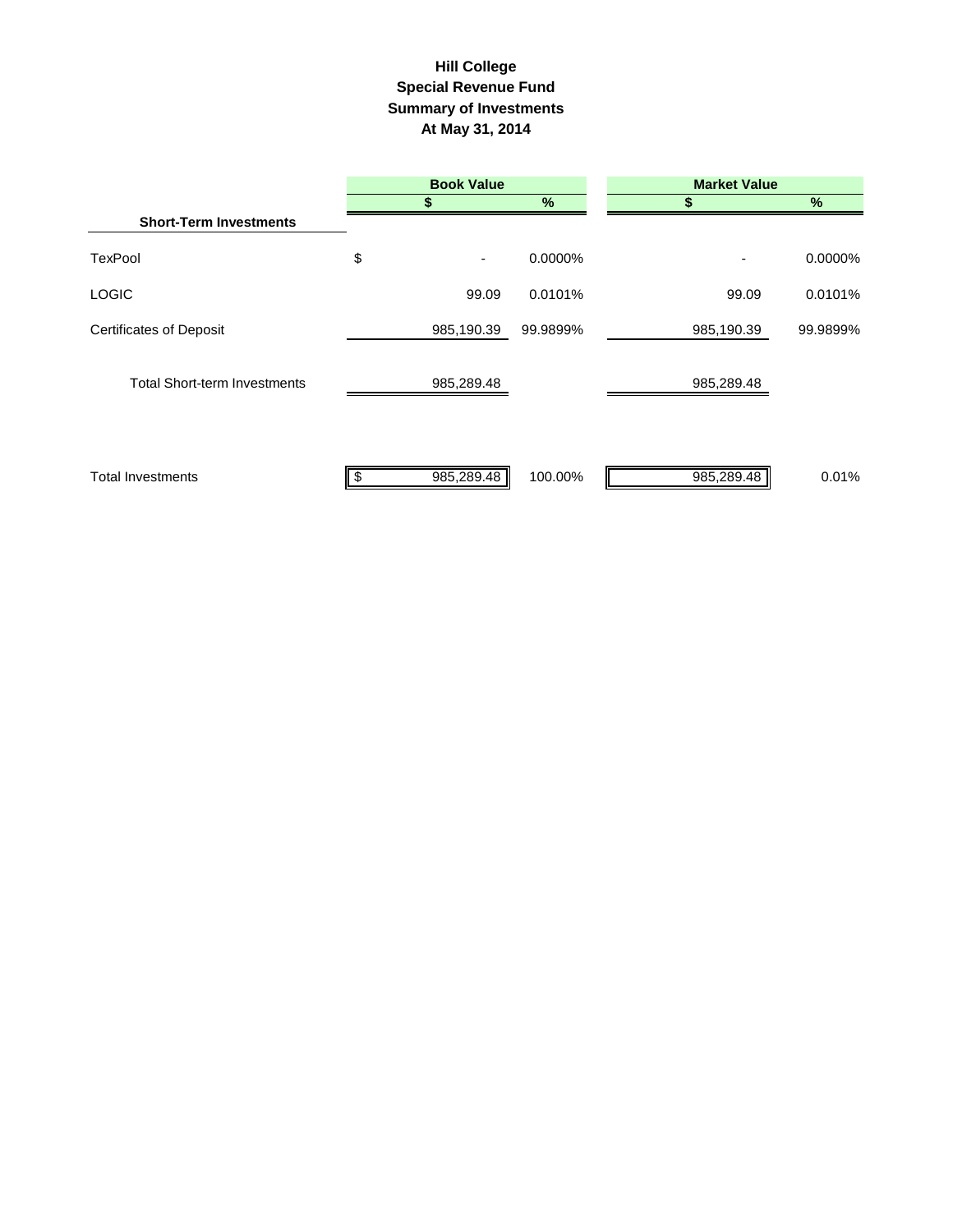# Hill College
## Special Revenue Fund
## Summary of Investments
## At May 31, 2014

| | Book Value | | Market Value | |
|---|---|---|---|---|
| | $ | % | $ | % |
| **Short-Term Investments** | | | | |
| TexPool | $ - | 0.0000% | - | 0.0000% |
| LOGIC | 99.09 | 0.0101% | 99.09 | 0.0101% |
| Certificates of Deposit | 985,190.39 | 99.9899% | 985,190.39 | 99.9899% |
| Total Short-term Investments | 985,289.48 | | 985,289.48 | |
| Total Investments | $ 985,289.48 | 100.00% | 985,289.48 | 0.01% |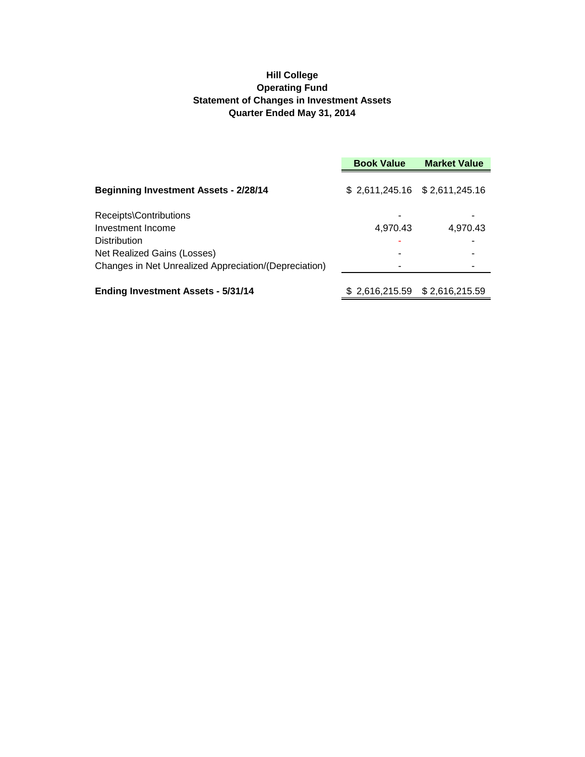**Hill College**
**Operating Fund**
**Statement of Changes in Investment Assets**
**Quarter Ended May 31, 2014**

| | Book Value | Market Value |
|---|---|---|
| **Beginning Investment Assets - 2/28/14** | $ 2,611,245.16 | $ 2,611,245.16 |
| Receipts\Contributions | - | - |
| Investment Income | 4,970.43 | 4,970.43 |
| Distribution | - | - |
| Net Realized Gains (Losses) | - | - |
| Changes in Net Unrealized Appreciation/(Depreciation) | - | - |
| **Ending Investment Assets - 5/31/14** | $ 2,616,215.59 | $ 2,616,215.59 |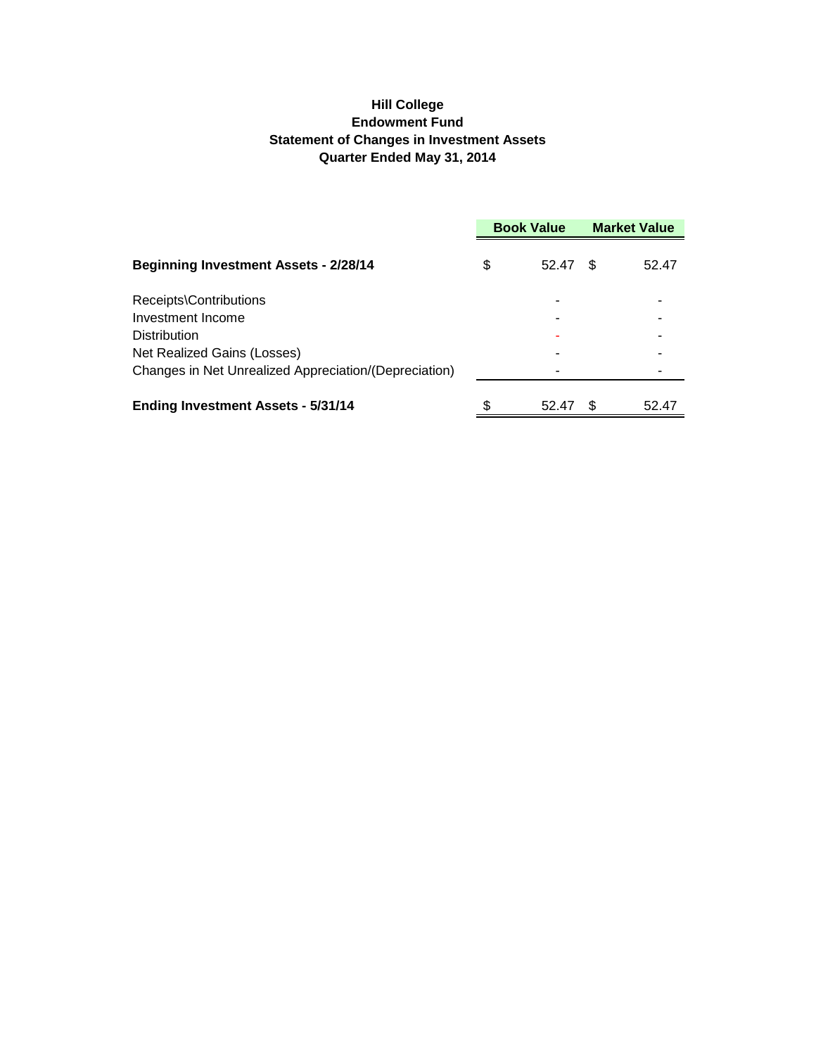**Hill College**
**Endowment Fund**
**Statement of Changes in Investment Assets**
**Quarter Ended May 31, 2014**

| | Book Value | Market Value |
|---|---|---|
| **Beginning Investment Assets - 2/28/14** | $ 52.47 | $ 52.47 |
| Receipts\Contributions | - | - |
| Investment Income | - | - |
| Distribution | - | - |
| Net Realized Gains (Losses) | - | - |
| Changes in Net Unrealized Appreciation/(Depreciation) | - | - |
| **Ending Investment Assets - 5/31/14** | $ 52.47 | $ 52.47 |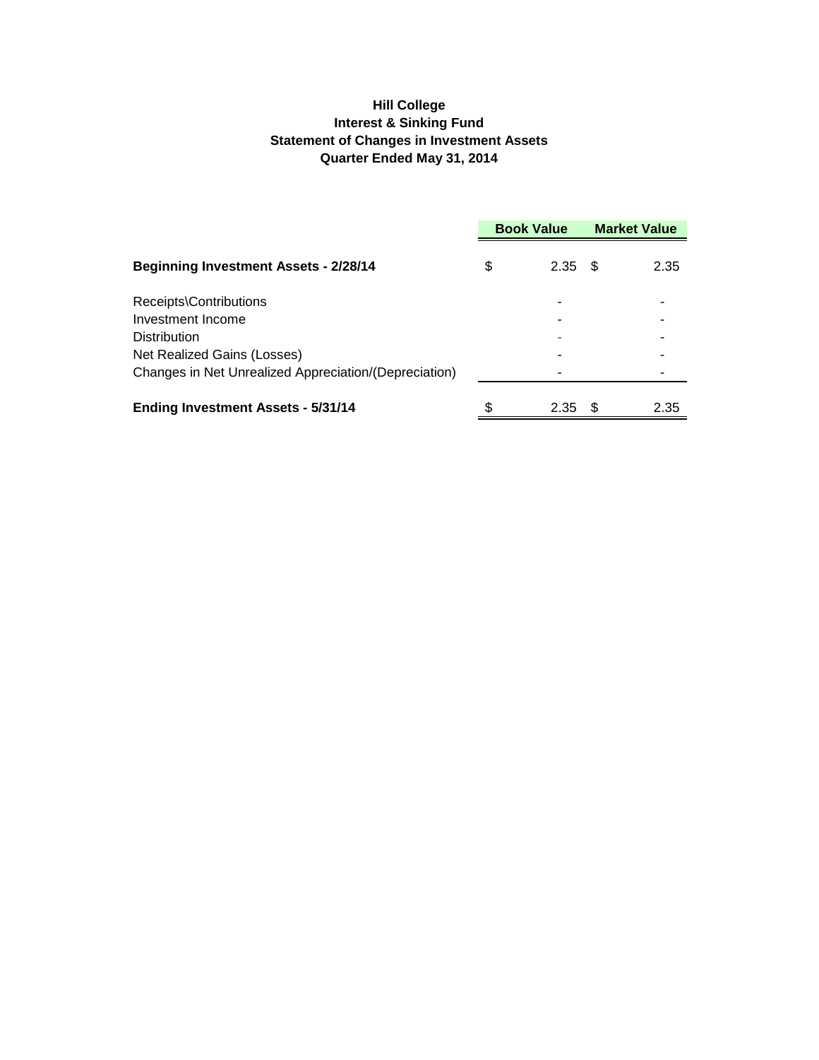**Hill College**
**Interest & Sinking Fund**
**Statement of Changes in Investment Assets**
**Quarter Ended May 31, 2014**

| | Book Value | Market Value |
|---|---|---|
| **Beginning Investment Assets - 2/28/14** | $ 2.35 | $ 2.35 |
| Receipts\Contributions | - | - |
| Investment Income | - | - |
| Distribution | - | - |
| Net Realized Gains (Losses) | - | - |
| Changes in Net Unrealized Appreciation/(Depreciation) | - | - |
| **Ending Investment Assets - 5/31/14** | $ 2.35 | $ 2.35 |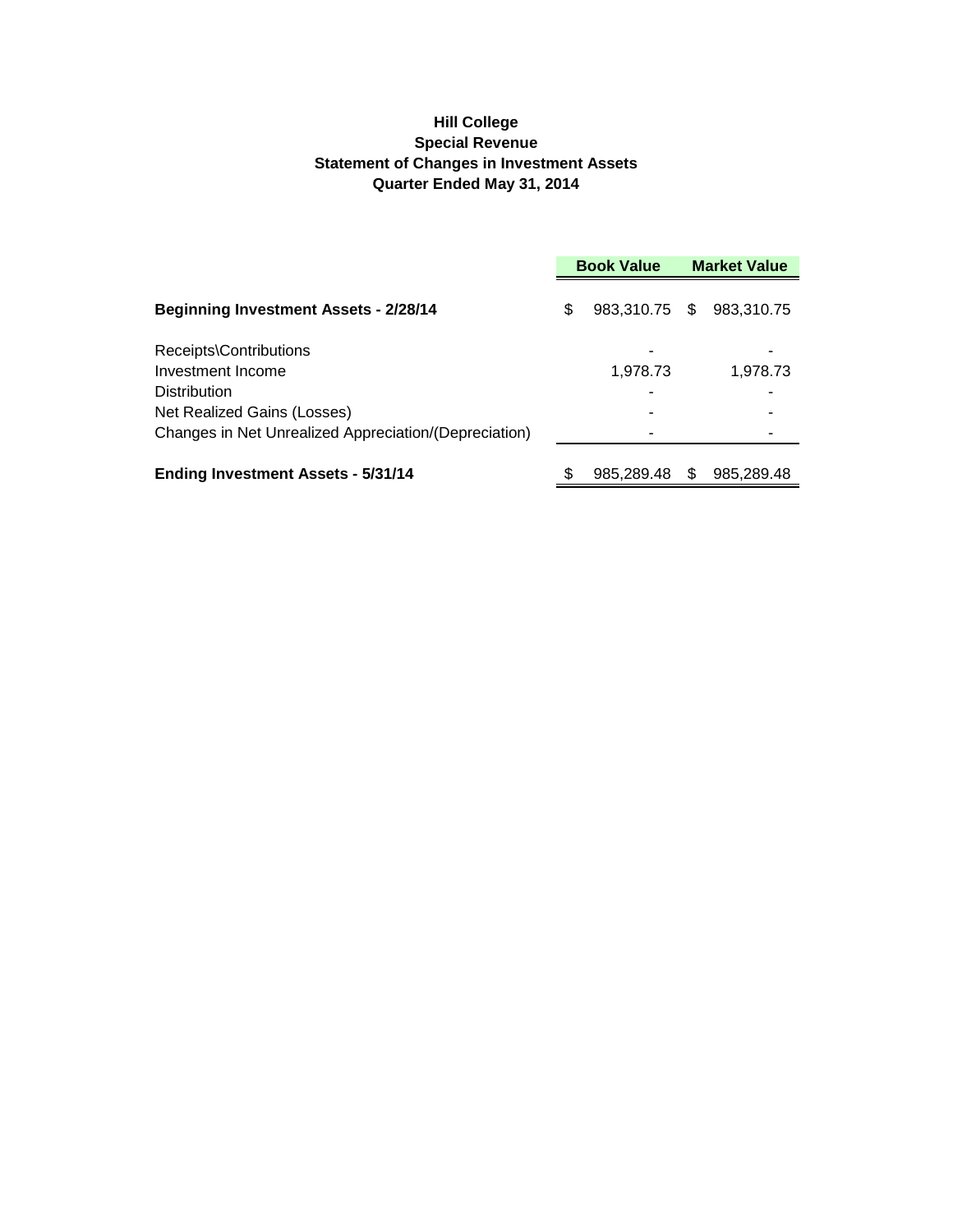**Hill College**
**Special Revenue**
**Statement of Changes in Investment Assets**
**Quarter Ended May 31, 2014**

| | Book Value | Market Value |
|---|---|---|
| **Beginning Investment Assets - 2/28/14** | $ 983,310.75 | $ 983,310.75 |
| Receipts\Contributions | - | - |
| Investment Income | 1,978.73 | 1,978.73 |
| Distribution | - | - |
| Net Realized Gains (Losses) | - | - |
| Changes in Net Unrealized Appreciation/(Depreciation) | - | - |
| **Ending Investment Assets - 5/31/14** | $ 985,289.48 | $ 985,289.48 |